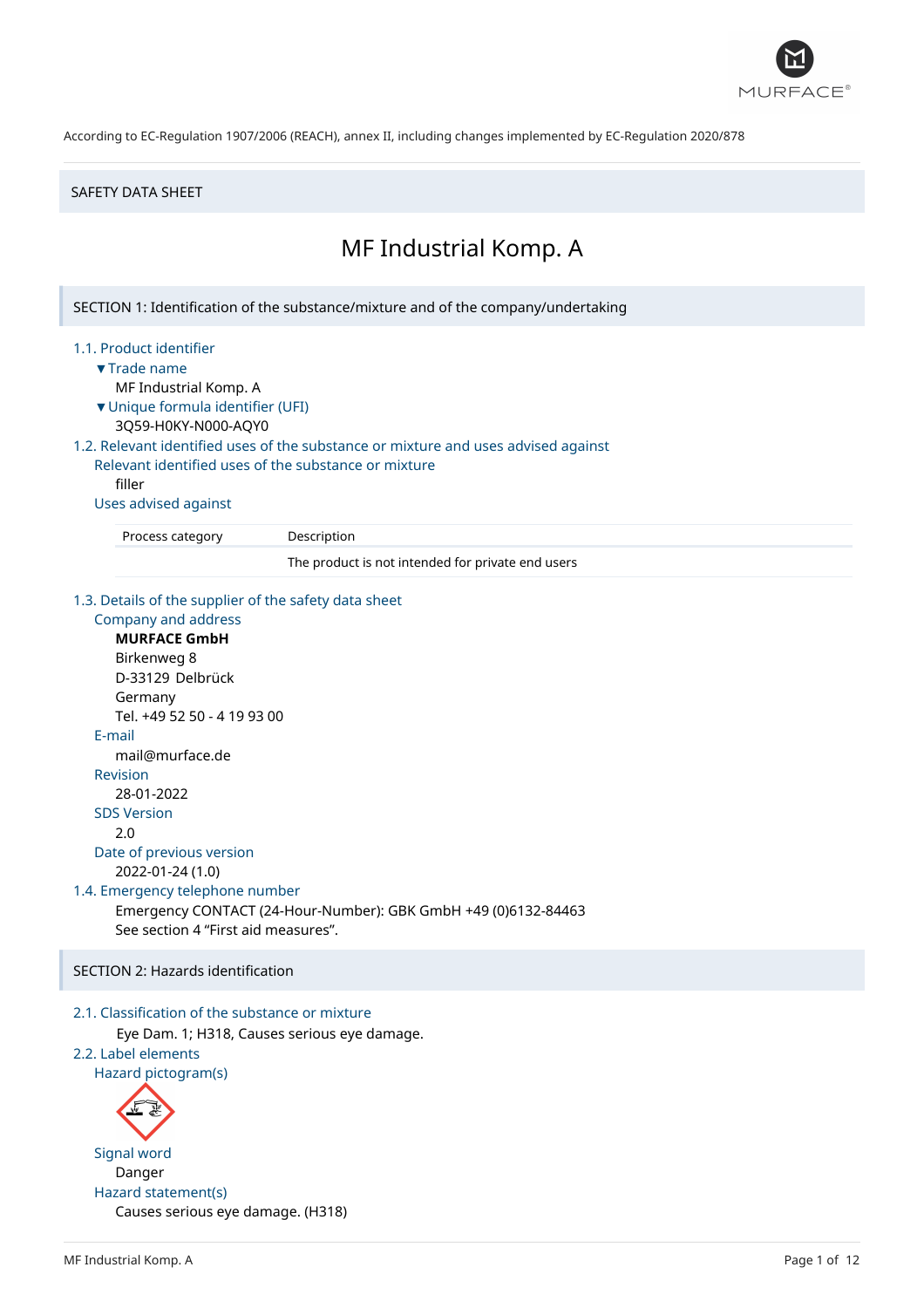According to EC-Regulation 1907/2006 (REACH), annex II, including changes implemented by EC-Regulation 2020/878

SAFETY DATA SHEET

# MF Industrial Komp. A

## SECTION 1: Identification of the substance/mixture and of the company/undertaking

### 1.1. Product identifier

▼Trade name

MF Industrial Komp. A

▼Unique formula identifier (UFI)

3Q59-H0KY-N000-AQY0

### 1.2. Relevant identified uses of the substance or mixture and uses advised against

Relevant identified uses of the substance or mixture

filler

Uses advised against

| Process category | Description |
|---|---|
| | The product is not intended for private end users |

### 1.3. Details of the supplier of the safety data sheet

Company and address

**MURFACE GmbH**
Birkenweg 8
D-33129 Delbrück
Germany
Tel. +49 52 50 - 4 19 93 00

E-mail

mail@murface.de

Revision

28-01-2022

SDS Version

2.0

Date of previous version

2022-01-24 (1.0)

### 1.4. Emergency telephone number

Emergency CONTACT (24-Hour-Number): GBK GmbH +49 (0)6132-84463
See section 4 "First aid measures".

## SECTION 2: Hazards identification

### 2.1. Classification of the substance or mixture

Eye Dam. 1; H318, Causes serious eye damage.

### 2.2. Label elements

Hazard pictogram(s)

Signal word

Danger

Hazard statement(s)

Causes serious eye damage. (H318)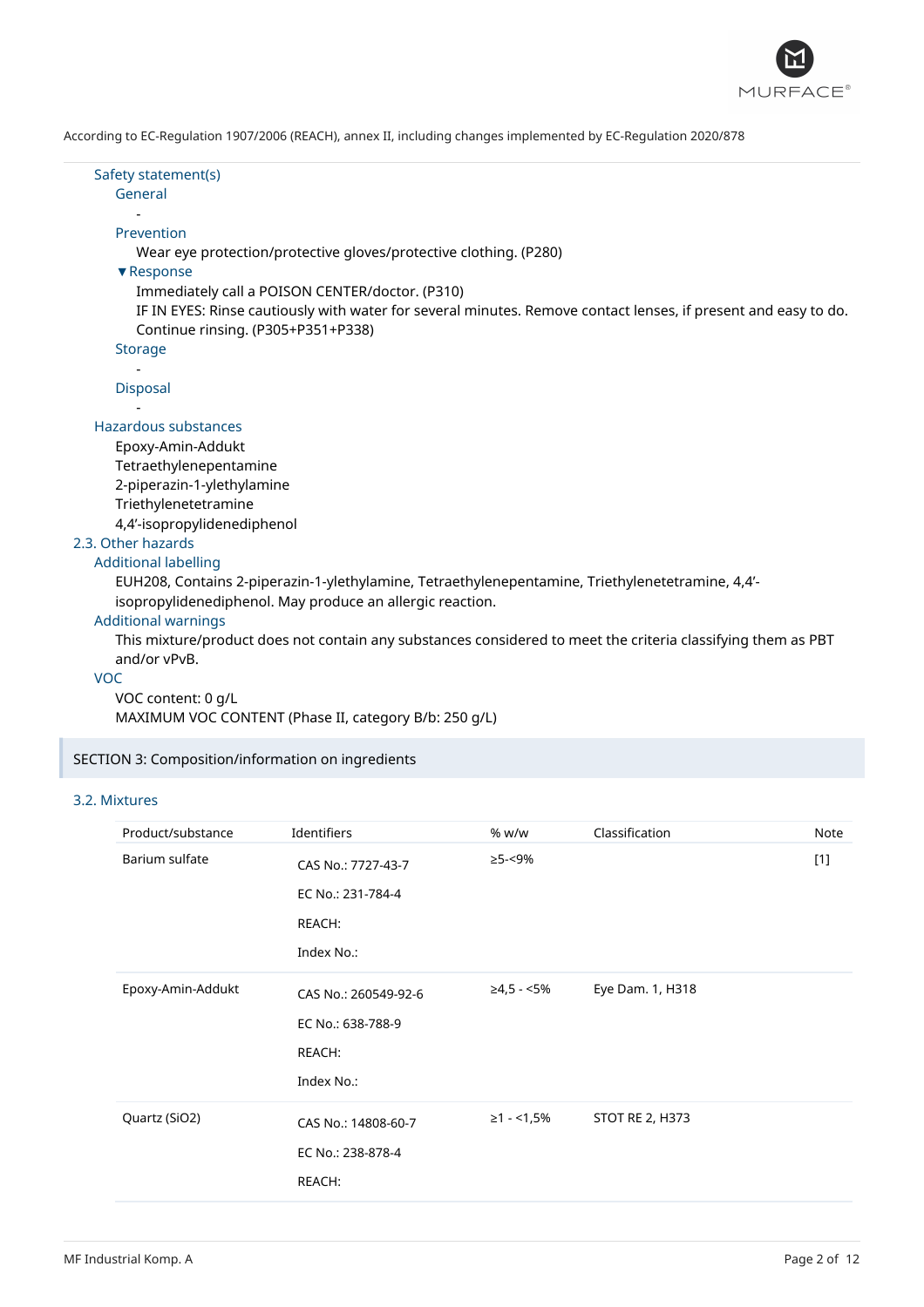According to EC-Regulation 1907/2006 (REACH), annex II, including changes implemented by EC-Regulation 2020/878

### Safety statement(s)

#### General

-

#### Prevention

Wear eye protection/protective gloves/protective clothing. (P280)

#### ▼Response

Immediately call a POISON CENTER/doctor. (P310)

IF IN EYES: Rinse cautiously with water for several minutes. Remove contact lenses, if present and easy to do. Continue rinsing. (P305+P351+P338)

#### Storage

-

#### Disposal

-

### Hazardous substances

Epoxy-Amin-Addukt
Tetraethylenepentamine
2-piperazin-1-ylethylamine
Triethylenetetramine
4,4'-isopropylidenediphenol

## 2.3. Other hazards

### Additional labelling

EUH208, Contains 2-piperazin-1-ylethylamine, Tetraethylenepentamine, Triethylenetetramine, 4,4'-isopropylidenediphenol. May produce an allergic reaction.

### Additional warnings

This mixture/product does not contain any substances considered to meet the criteria classifying them as PBT and/or vPvB.

### VOC

VOC content: 0 g/L
MAXIMUM VOC CONTENT (Phase II, category B/b: 250 g/L)

# SECTION 3: Composition/information on ingredients

## 3.2. Mixtures

| Product/substance | Identifiers | % w/w | Classification | Note |
|---|---|---|---|---|
| Barium sulfate | CAS No.: 7727-43-7<br>EC No.: 231-784-4<br>REACH:<br>Index No.: | ≥5-<9% | | [1] |
| Epoxy-Amin-Addukt | CAS No.: 260549-92-6<br>EC No.: 638-788-9<br>REACH:<br>Index No.: | ≥4,5 - <5% | Eye Dam. 1, H318 | |
| Quartz (SiO2) | CAS No.: 14808-60-7<br>EC No.: 238-878-4<br>REACH: | ≥1 - <1,5% | STOT RE 2, H373 | |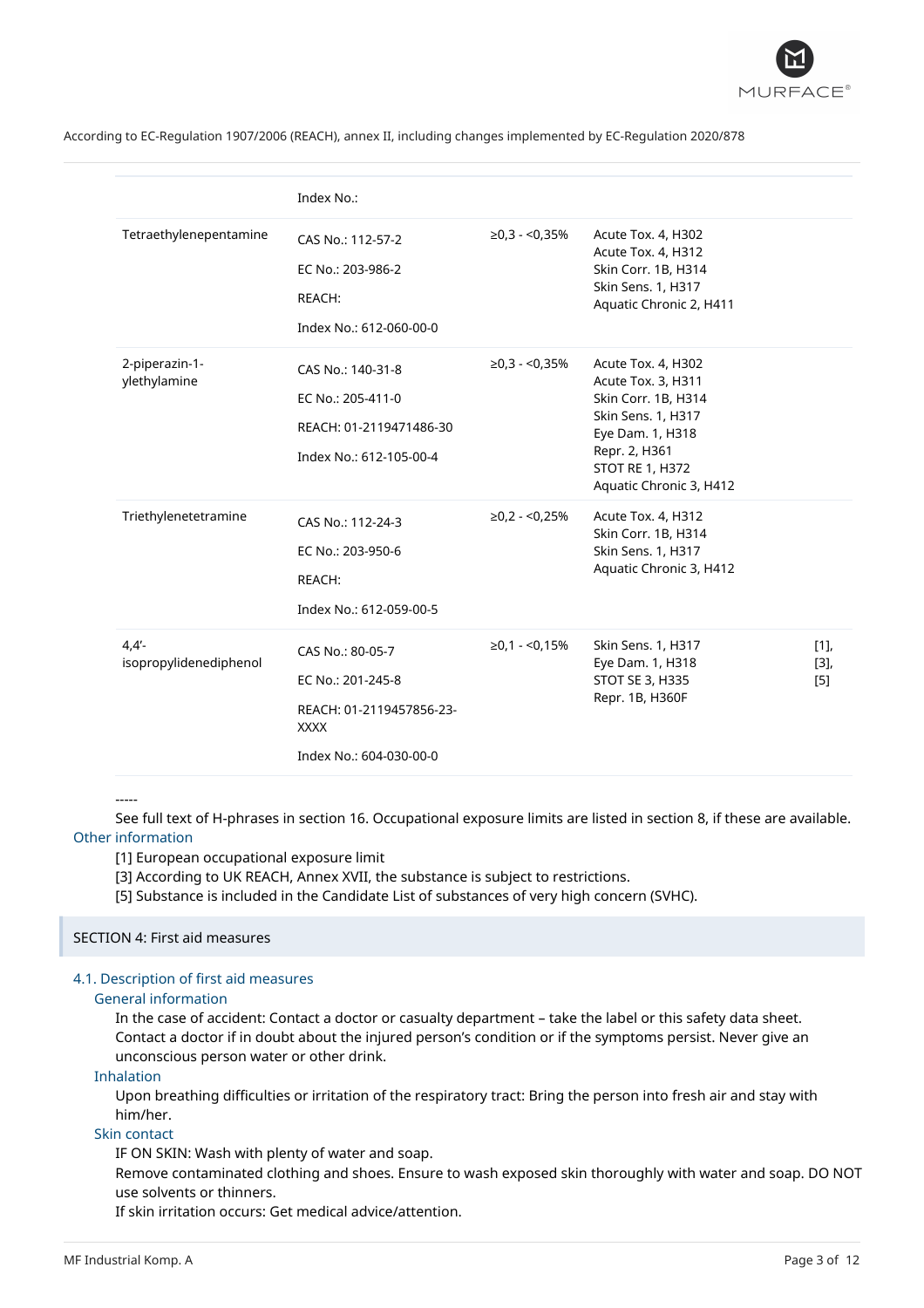According to EC-Regulation 1907/2006 (REACH), annex II, including changes implemented by EC-Regulation 2020/878

| | | | | |
|---|---|---|---|---|
| | Index No.: | | | |
| Tetraethylenepentamine | CAS No.: 112-57-2<br>EC No.: 203-986-2<br>REACH:<br>Index No.: 612-060-00-0 | ≥0,3 - <0,35% | Acute Tox. 4, H302<br>Acute Tox. 4, H312<br>Skin Corr. 1B, H314<br>Skin Sens. 1, H317<br>Aquatic Chronic 2, H411 | |
| 2-piperazin-1-ylethylamine | CAS No.: 140-31-8<br>EC No.: 205-411-0<br>REACH: 01-2119471486-30<br>Index No.: 612-105-00-4 | ≥0,3 - <0,35% | Acute Tox. 4, H302<br>Acute Tox. 3, H311<br>Skin Corr. 1B, H314<br>Skin Sens. 1, H317<br>Eye Dam. 1, H318<br>Repr. 2, H361<br>STOT RE 1, H372<br>Aquatic Chronic 3, H412 | |
| Triethylenetetramine | CAS No.: 112-24-3<br>EC No.: 203-950-6<br>REACH:<br>Index No.: 612-059-00-5 | ≥0,2 - <0,25% | Acute Tox. 4, H312<br>Skin Corr. 1B, H314<br>Skin Sens. 1, H317<br>Aquatic Chronic 3, H412 | |
| 4,4'-isopropylidenediphenol | CAS No.: 80-05-7<br>EC No.: 201-245-8<br>REACH: 01-2119457856-23-XXXX<br>Index No.: 604-030-00-0 | ≥0,1 - <0,15% | Skin Sens. 1, H317<br>Eye Dam. 1, H318<br>STOT SE 3, H335<br>Repr. 1B, H360F | [1], [3], [5] |

-----

See full text of H-phrases in section 16. Occupational exposure limits are listed in section 8, if these are available.

### Other information

[1] European occupational exposure limit
[3] According to UK REACH, Annex XVII, the substance is subject to restrictions.
[5] Substance is included in the Candidate List of substances of very high concern (SVHC).

## SECTION 4: First aid measures

### 4.1. Description of first aid measures

#### General information

In the case of accident: Contact a doctor or casualty department – take the label or this safety data sheet. Contact a doctor if in doubt about the injured person's condition or if the symptoms persist. Never give an unconscious person water or other drink.

#### Inhalation

Upon breathing difficulties or irritation of the respiratory tract: Bring the person into fresh air and stay with him/her.

#### Skin contact

IF ON SKIN: Wash with plenty of water and soap.
Remove contaminated clothing and shoes. Ensure to wash exposed skin thoroughly with water and soap. DO NOT use solvents or thinners.
If skin irritation occurs: Get medical advice/attention.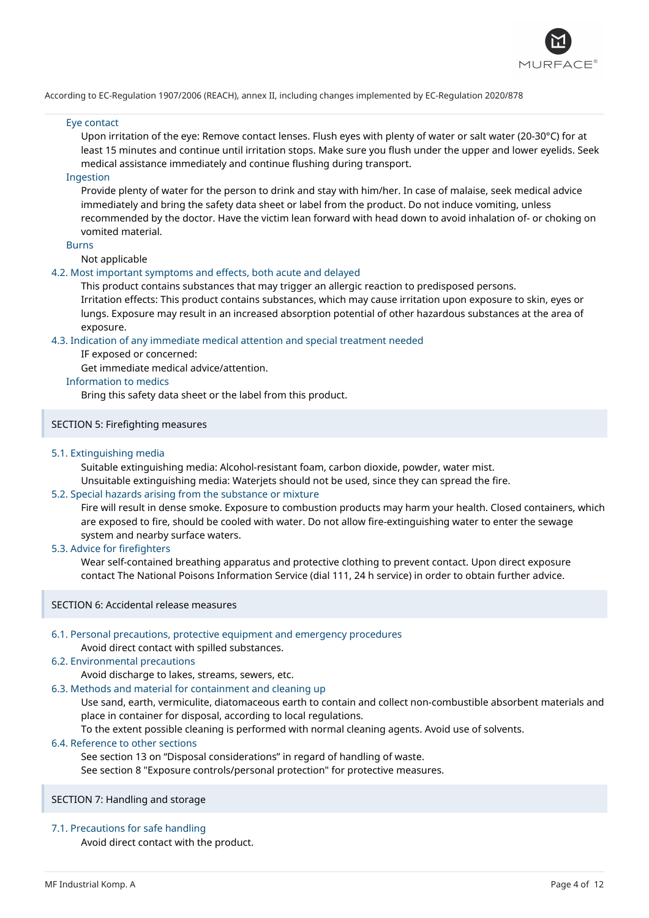### Eye contact

Upon irritation of the eye: Remove contact lenses. Flush eyes with plenty of water or salt water (20-30°C) for at least 15 minutes and continue until irritation stops. Make sure you flush under the upper and lower eyelids. Seek medical assistance immediately and continue flushing during transport.

### Ingestion

Provide plenty of water for the person to drink and stay with him/her. In case of malaise, seek medical advice immediately and bring the safety data sheet or label from the product. Do not induce vomiting, unless recommended by the doctor. Have the victim lean forward with head down to avoid inhalation of- or choking on vomited material.

### Burns

Not applicable

### 4.2. Most important symptoms and effects, both acute and delayed

This product contains substances that may trigger an allergic reaction to predisposed persons.
Irritation effects: This product contains substances, which may cause irritation upon exposure to skin, eyes or lungs. Exposure may result in an increased absorption potential of other hazardous substances at the area of exposure.

### 4.3. Indication of any immediate medical attention and special treatment needed

IF exposed or concerned:
Get immediate medical advice/attention.

### Information to medics

Bring this safety data sheet or the label from this product.

## SECTION 5: Firefighting measures

### 5.1. Extinguishing media

Suitable extinguishing media: Alcohol-resistant foam, carbon dioxide, powder, water mist.
Unsuitable extinguishing media: Waterjets should not be used, since they can spread the fire.

### 5.2. Special hazards arising from the substance or mixture

Fire will result in dense smoke. Exposure to combustion products may harm your health. Closed containers, which are exposed to fire, should be cooled with water. Do not allow fire-extinguishing water to enter the sewage system and nearby surface waters.

### 5.3. Advice for firefighters

Wear self-contained breathing apparatus and protective clothing to prevent contact. Upon direct exposure contact The National Poisons Information Service (dial 111, 24 h service) in order to obtain further advice.

## SECTION 6: Accidental release measures

### 6.1. Personal precautions, protective equipment and emergency procedures

Avoid direct contact with spilled substances.

### 6.2. Environmental precautions

Avoid discharge to lakes, streams, sewers, etc.

### 6.3. Methods and material for containment and cleaning up

Use sand, earth, vermiculite, diatomaceous earth to contain and collect non-combustible absorbent materials and place in container for disposal, according to local regulations.
To the extent possible cleaning is performed with normal cleaning agents. Avoid use of solvents.

### 6.4. Reference to other sections

See section 13 on "Disposal considerations" in regard of handling of waste.
See section 8 "Exposure controls/personal protection" for protective measures.

## SECTION 7: Handling and storage

### 7.1. Precautions for safe handling

Avoid direct contact with the product.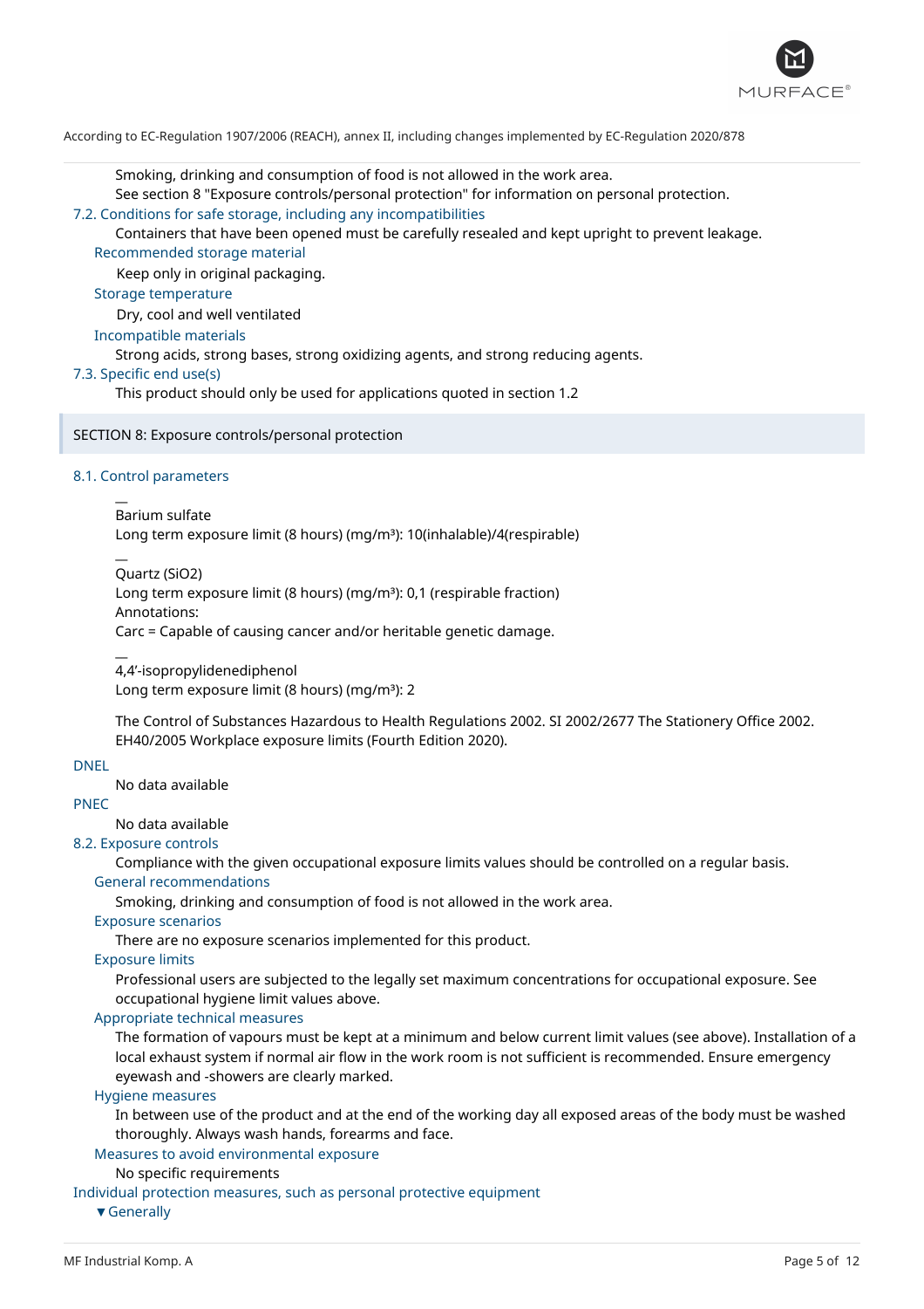Smoking, drinking and consumption of food is not allowed in the work area.
See section 8 "Exposure controls/personal protection" for information on personal protection.

### 7.2. Conditions for safe storage, including any incompatibilities

Containers that have been opened must be carefully resealed and kept upright to prevent leakage.

#### Recommended storage material

Keep only in original packaging.

#### Storage temperature

Dry, cool and well ventilated

#### Incompatible materials

Strong acids, strong bases, strong oxidizing agents, and strong reducing agents.

### 7.3. Specific end use(s)

This product should only be used for applications quoted in section 1.2

## SECTION 8: Exposure controls/personal protection

### 8.1. Control parameters

—
Barium sulfate
Long term exposure limit (8 hours) (mg/m³): 10(inhalable)/4(respirable)

—
Quartz ($SiO_2$)
Long term exposure limit (8 hours) (mg/m³): 0,1 (respirable fraction)
Annotations:
Carc = Capable of causing cancer and/or heritable genetic damage.

—
4,4'-isopropylidenediphenol
Long term exposure limit (8 hours) (mg/m³): 2

The Control of Substances Hazardous to Health Regulations 2002. SI 2002/2677 The Stationery Office 2002. EH40/2005 Workplace exposure limits (Fourth Edition 2020).

#### DNEL

No data available

#### PNEC

No data available

### 8.2. Exposure controls

Compliance with the given occupational exposure limits values should be controlled on a regular basis.

#### General recommendations

Smoking, drinking and consumption of food is not allowed in the work area.

#### Exposure scenarios

There are no exposure scenarios implemented for this product.

#### Exposure limits

Professional users are subjected to the legally set maximum concentrations for occupational exposure. See occupational hygiene limit values above.

#### Appropriate technical measures

The formation of vapours must be kept at a minimum and below current limit values (see above). Installation of a local exhaust system if normal air flow in the work room is not sufficient is recommended. Ensure emergency eyewash and -showers are clearly marked.

#### Hygiene measures

In between use of the product and at the end of the working day all exposed areas of the body must be washed thoroughly. Always wash hands, forearms and face.

#### Measures to avoid environmental exposure

No specific requirements

### Individual protection measures, such as personal protective equipment

▼Generally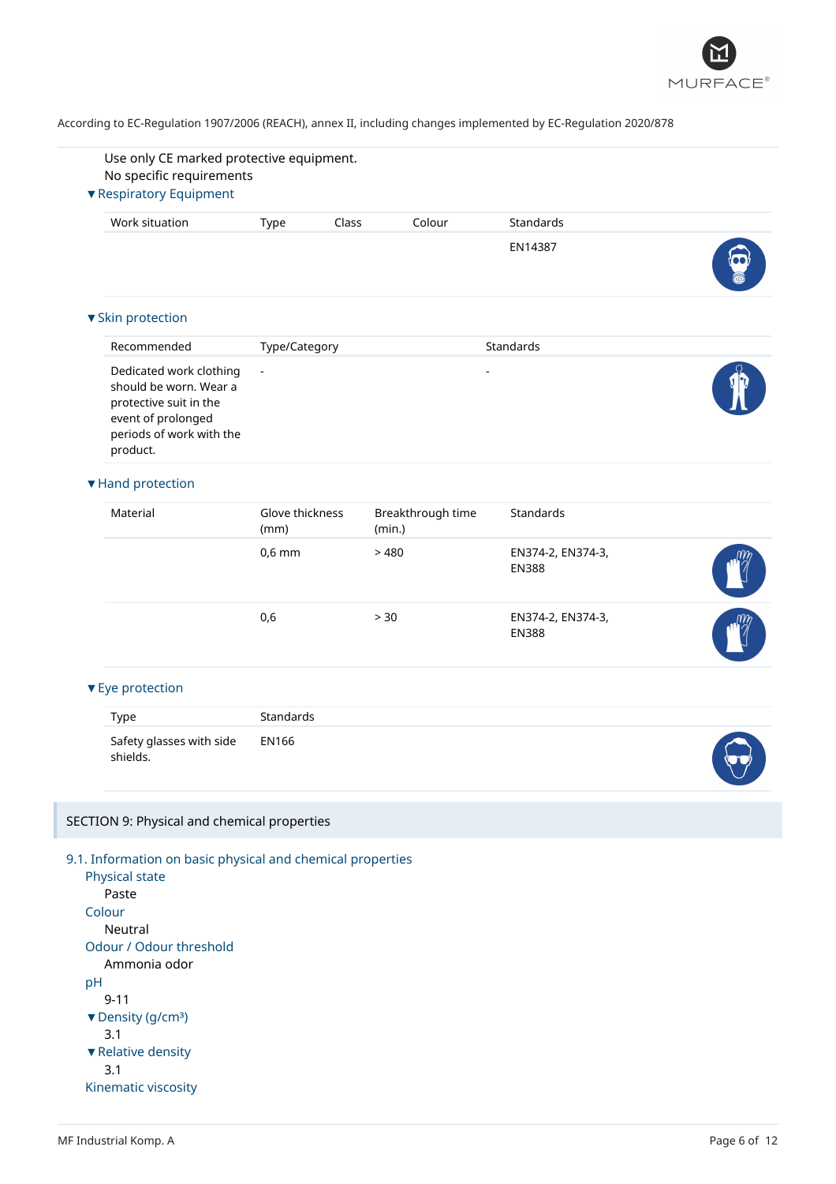Use only CE marked protective equipment.
No specific requirements

▼Respiratory Equipment

| Work situation | Type | Class | Colour | Standards |
|---|---|---|---|---|
| | | | | EN14387 |

▼Skin protection

| Recommended | Type/Category | Standards |
|---|---|---|
| Dedicated work clothing should be worn. Wear a protective suit in the event of prolonged periods of work with the product. | - | - |

▼Hand protection

| Material | Glove thickness (mm) | Breakthrough time (min.) | Standards |
|---|---|---|---|
| | 0,6 mm | > 480 | EN374-2, EN374-3, EN388 |
| | 0,6 | > 30 | EN374-2, EN374-3, EN388 |

▼Eye protection

| Type | Standards |
|---|---|
| Safety glasses with side shields. | EN166 |

## SECTION 9: Physical and chemical properties

### 9.1. Information on basic physical and chemical properties

Physical state
Paste

Colour
Neutral

Odour / Odour threshold
Ammonia odor

pH
9-11

▼Density (g/cm³)
3.1

▼Relative density
3.1

Kinematic viscosity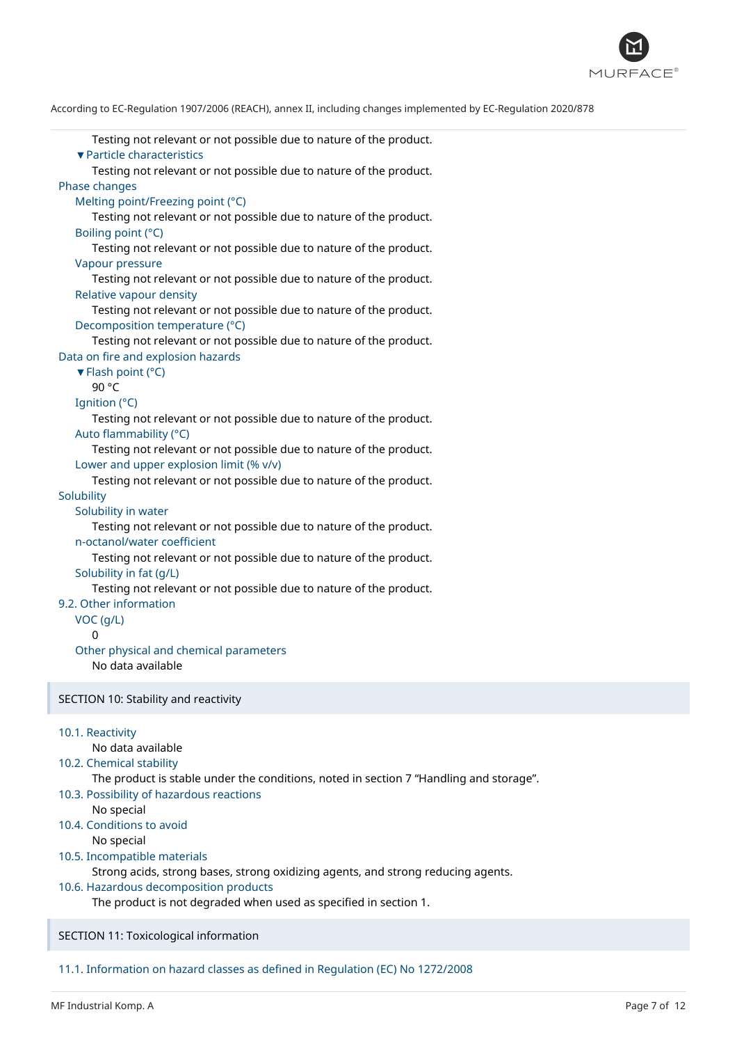Testing not relevant or not possible due to nature of the product.

▼Particle characteristics

Testing not relevant or not possible due to nature of the product.

Phase changes

Melting point/Freezing point (°C)

Testing not relevant or not possible due to nature of the product.

Boiling point (°C)

Testing not relevant or not possible due to nature of the product.

Vapour pressure

Testing not relevant or not possible due to nature of the product.

Relative vapour density

Testing not relevant or not possible due to nature of the product.

Decomposition temperature (°C)

Testing not relevant or not possible due to nature of the product.

Data on fire and explosion hazards

▼Flash point (°C)

90 °C

Ignition (°C)

Testing not relevant or not possible due to nature of the product.

Auto flammability (°C)

Testing not relevant or not possible due to nature of the product.

Lower and upper explosion limit (% v/v)

Testing not relevant or not possible due to nature of the product.

Solubility

Solubility in water

Testing not relevant or not possible due to nature of the product.

n-octanol/water coefficient

Testing not relevant or not possible due to nature of the product.

Solubility in fat (g/L)

Testing not relevant or not possible due to nature of the product.

9.2. Other information

VOC (g/L)

0

Other physical and chemical parameters

No data available

## SECTION 10: Stability and reactivity

10.1. Reactivity

No data available

10.2. Chemical stability

The product is stable under the conditions, noted in section 7 “Handling and storage”.

10.3. Possibility of hazardous reactions

No special

10.4. Conditions to avoid

No special

10.5. Incompatible materials

Strong acids, strong bases, strong oxidizing agents, and strong reducing agents.

10.6. Hazardous decomposition products

The product is not degraded when used as specified in section 1.

## SECTION 11: Toxicological information

11.1. Information on hazard classes as defined in Regulation (EC) No 1272/2008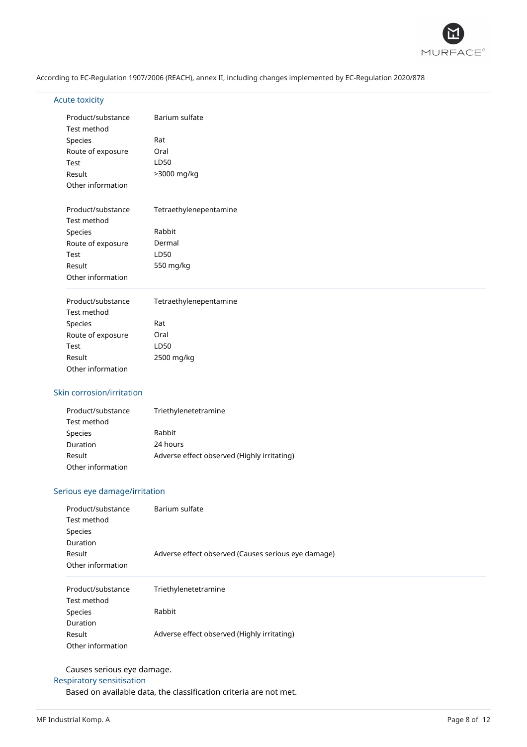### Acute toxicity

| | |
|---|---|
| Product/substance | Barium sulfate |
| Test method | |
| Species | Rat |
| Route of exposure | Oral |
| Test | LD50 |
| Result | >3000 mg/kg |
| Other information | |

| | |
|---|---|
| Product/substance | Tetraethylenepentamine |
| Test method | |
| Species | Rabbit |
| Route of exposure | Dermal |
| Test | LD50 |
| Result | 550 mg/kg |
| Other information | |

| | |
|---|---|
| Product/substance | Tetraethylenepentamine |
| Test method | |
| Species | Rat |
| Route of exposure | Oral |
| Test | LD50 |
| Result | 2500 mg/kg |
| Other information | |

### Skin corrosion/irritation

| | |
|---|---|
| Product/substance | Triethylenetetramine |
| Test method | |
| Species | Rabbit |
| Duration | 24 hours |
| Result | Adverse effect observed (Highly irritating) |
| Other information | |

### Serious eye damage/irritation

| | |
|---|---|
| Product/substance | Barium sulfate |
| Test method | |
| Species | |
| Duration | |
| Result | Adverse effect observed (Causes serious eye damage) |
| Other information | |

| | |
|---|---|
| Product/substance | Triethylenetetramine |
| Test method | |
| Species | Rabbit |
| Duration | |
| Result | Adverse effect observed (Highly irritating) |
| Other information | |

Causes serious eye damage.

### Respiratory sensitisation

Based on available data, the classification criteria are not met.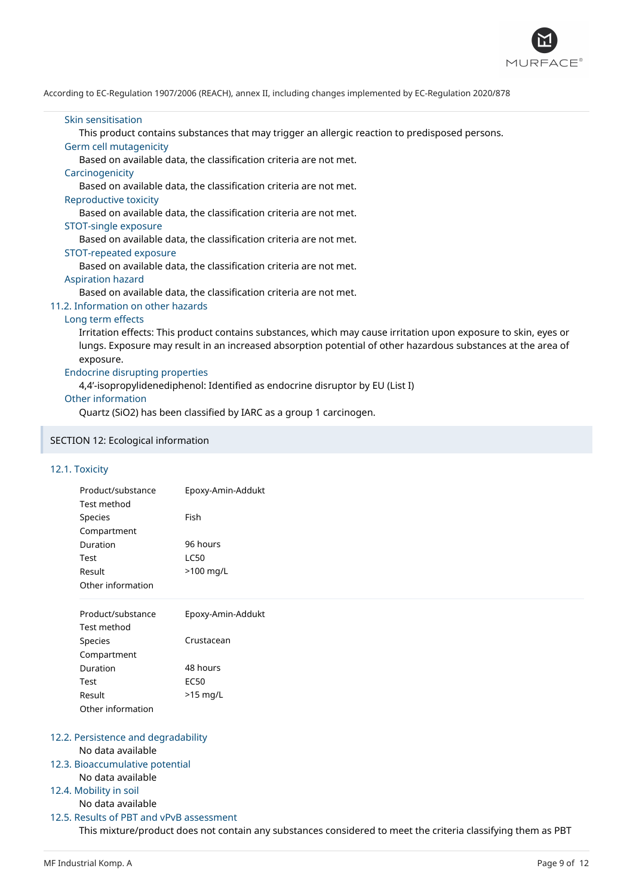#### Skin sensitisation

This product contains substances that may trigger an allergic reaction to predisposed persons.

#### Germ cell mutagenicity

Based on available data, the classification criteria are not met.

#### Carcinogenicity

Based on available data, the classification criteria are not met.

#### Reproductive toxicity

Based on available data, the classification criteria are not met.

#### STOT-single exposure

Based on available data, the classification criteria are not met.

#### STOT-repeated exposure

Based on available data, the classification criteria are not met.

#### Aspiration hazard

Based on available data, the classification criteria are not met.

### 11.2. Information on other hazards

#### Long term effects

Irritation effects: This product contains substances, which may cause irritation upon exposure to skin, eyes or lungs. Exposure may result in an increased absorption potential of other hazardous substances at the area of exposure.

#### Endocrine disrupting properties

4,4'-isopropylidenediphenol: Identified as endocrine disruptor by EU (List I)

#### Other information

Quartz ($SiO_2$) has been classified by IARC as a group 1 carcinogen.

## SECTION 12: Ecological information

### 12.1. Toxicity

| | |
|---|---|
| Product/substance | Epoxy-Amin-Addukt |
| Test method | |
| Species | Fish |
| Compartment | |
| Duration | 96 hours |
| Test | LC50 |
| Result | >100 mg/L |
| Other information | |

| | |
|---|---|
| Product/substance | Epoxy-Amin-Addukt |
| Test method | |
| Species | Crustacean |
| Compartment | |
| Duration | 48 hours |
| Test | EC50 |
| Result | >15 mg/L |
| Other information | |

### 12.2. Persistence and degradability

No data available

### 12.3. Bioaccumulative potential

No data available

### 12.4. Mobility in soil

No data available

### 12.5. Results of PBT and vPvB assessment

This mixture/product does not contain any substances considered to meet the criteria classifying them as PBT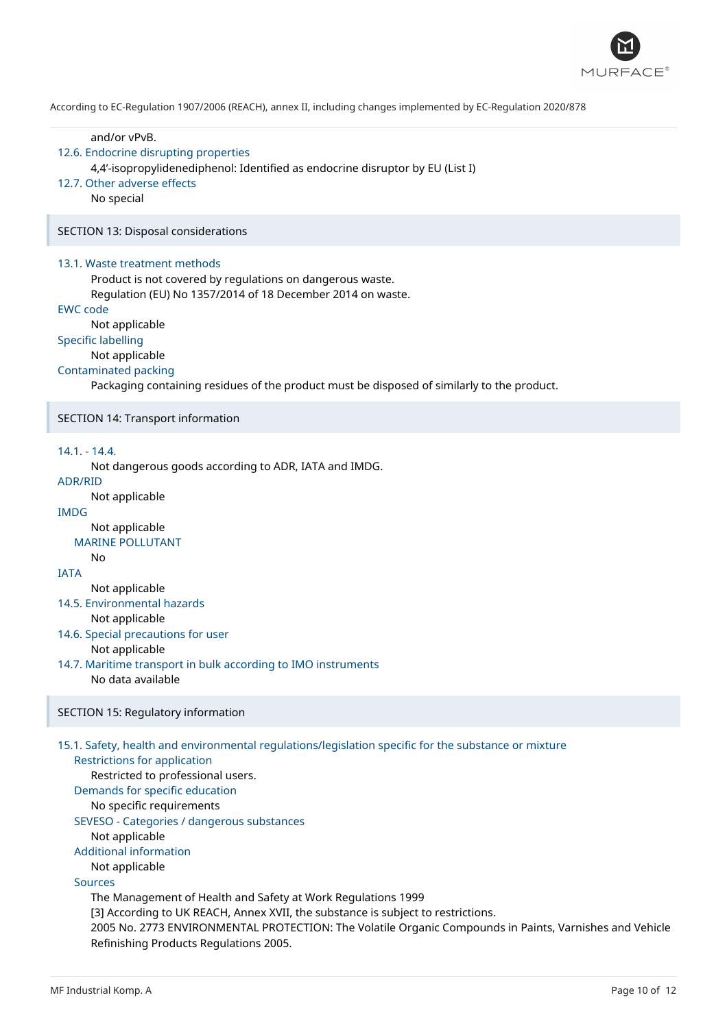and/or vPvB.

### 12.6. Endocrine disrupting properties

4,4'-isopropylidenediphenol: Identified as endocrine disruptor by EU (List I)

### 12.7. Other adverse effects

No special

## SECTION 13: Disposal considerations

### 13.1. Waste treatment methods

Product is not covered by regulations on dangerous waste.
Regulation (EU) No 1357/2014 of 18 December 2014 on waste.

**EWC code**

Not applicable

**Specific labelling**

Not applicable

**Contaminated packing**

Packaging containing residues of the product must be disposed of similarly to the product.

## SECTION 14: Transport information

### 14.1. - 14.4.

Not dangerous goods according to ADR, IATA and IMDG.

**ADR/RID**

Not applicable

**IMDG**

Not applicable

**MARINE POLLUTANT**

No

**IATA**

Not applicable

### 14.5. Environmental hazards

Not applicable

### 14.6. Special precautions for user

Not applicable

### 14.7. Maritime transport in bulk according to IMO instruments

No data available

## SECTION 15: Regulatory information

### 15.1. Safety, health and environmental regulations/legislation specific for the substance or mixture

**Restrictions for application**

Restricted to professional users.

**Demands for specific education**

No specific requirements

**SEVESO - Categories / dangerous substances**

Not applicable

**Additional information**

Not applicable

**Sources**

The Management of Health and Safety at Work Regulations 1999
[3] According to UK REACH, Annex XVII, the substance is subject to restrictions.
2005 No. 2773 ENVIRONMENTAL PROTECTION: The Volatile Organic Compounds in Paints, Varnishes and Vehicle Refinishing Products Regulations 2005.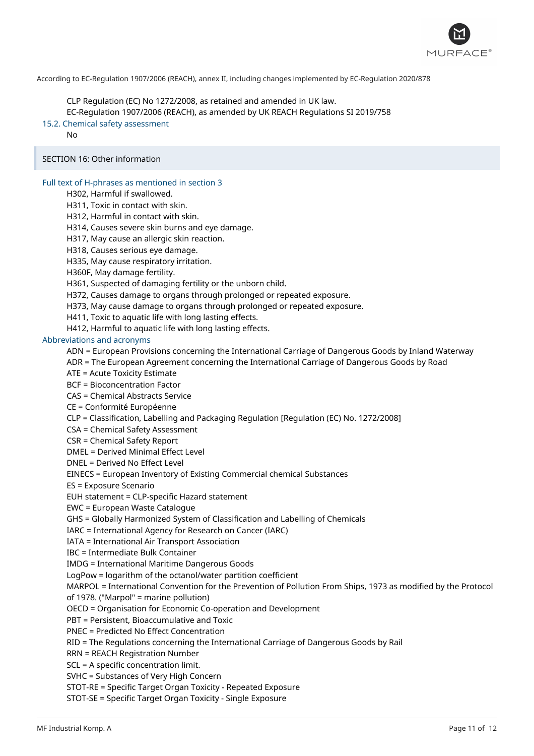CLP Regulation (EC) No 1272/2008, as retained and amended in UK law.

EC-Regulation 1907/2006 (REACH), as amended by UK REACH Regulations SI 2019/758

### 15.2. Chemical safety assessment

No

## SECTION 16: Other information

### Full text of H-phrases as mentioned in section 3

H302, Harmful if swallowed.
H311, Toxic in contact with skin.
H312, Harmful in contact with skin.
H314, Causes severe skin burns and eye damage.
H317, May cause an allergic skin reaction.
H318, Causes serious eye damage.
H335, May cause respiratory irritation.
H360F, May damage fertility.
H361, Suspected of damaging fertility or the unborn child.
H372, Causes damage to organs through prolonged or repeated exposure.
H373, May cause damage to organs through prolonged or repeated exposure.
H411, Toxic to aquatic life with long lasting effects.
H412, Harmful to aquatic life with long lasting effects.

### Abbreviations and acronyms

ADN = European Provisions concerning the International Carriage of Dangerous Goods by Inland Waterway
ADR = The European Agreement concerning the International Carriage of Dangerous Goods by Road
ATE = Acute Toxicity Estimate
BCF = Bioconcentration Factor
CAS = Chemical Abstracts Service
CE = Conformité Européenne
CLP = Classification, Labelling and Packaging Regulation [Regulation (EC) No. 1272/2008]
CSA = Chemical Safety Assessment
CSR = Chemical Safety Report
DMEL = Derived Minimal Effect Level
DNEL = Derived No Effect Level
EINECS = European Inventory of Existing Commercial chemical Substances
ES = Exposure Scenario
EUH statement = CLP-specific Hazard statement
EWC = European Waste Catalogue
GHS = Globally Harmonized System of Classification and Labelling of Chemicals
IARC = International Agency for Research on Cancer (IARC)
IATA = International Air Transport Association
IBC = Intermediate Bulk Container
IMDG = International Maritime Dangerous Goods
LogPow = logarithm of the octanol/water partition coefficient
MARPOL = International Convention for the Prevention of Pollution From Ships, 1973 as modified by the Protocol of 1978. ("Marpol" = marine pollution)
OECD = Organisation for Economic Co-operation and Development
PBT = Persistent, Bioaccumulative and Toxic
PNEC = Predicted No Effect Concentration
RID = The Regulations concerning the International Carriage of Dangerous Goods by Rail
RRN = REACH Registration Number
SCL = A specific concentration limit.
SVHC = Substances of Very High Concern
STOT-RE = Specific Target Organ Toxicity - Repeated Exposure
STOT-SE = Specific Target Organ Toxicity - Single Exposure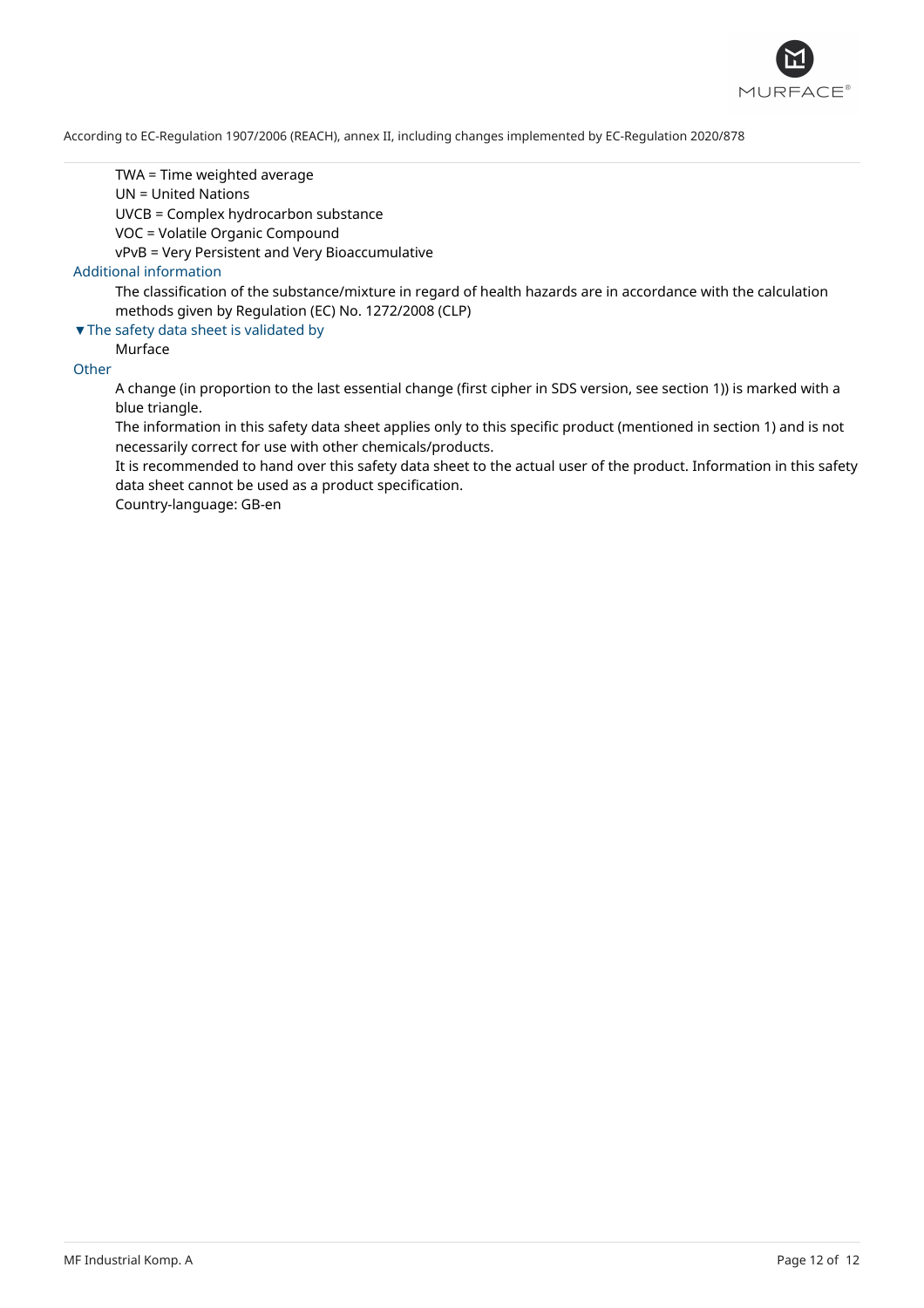TWA = Time weighted average
UN = United Nations
UVCB = Complex hydrocarbon substance
VOC = Volatile Organic Compound
vPvB = Very Persistent and Very Bioaccumulative

### Additional information

The classification of the substance/mixture in regard of health hazards are in accordance with the calculation methods given by Regulation (EC) No. 1272/2008 (CLP)

### ▼The safety data sheet is validated by

Murface

### Other

A change (in proportion to the last essential change (first cipher in SDS version, see section 1)) is marked with a blue triangle.
The information in this safety data sheet applies only to this specific product (mentioned in section 1) and is not necessarily correct for use with other chemicals/products.
It is recommended to hand over this safety data sheet to the actual user of the product. Information in this safety data sheet cannot be used as a product specification.
Country-language: GB-en